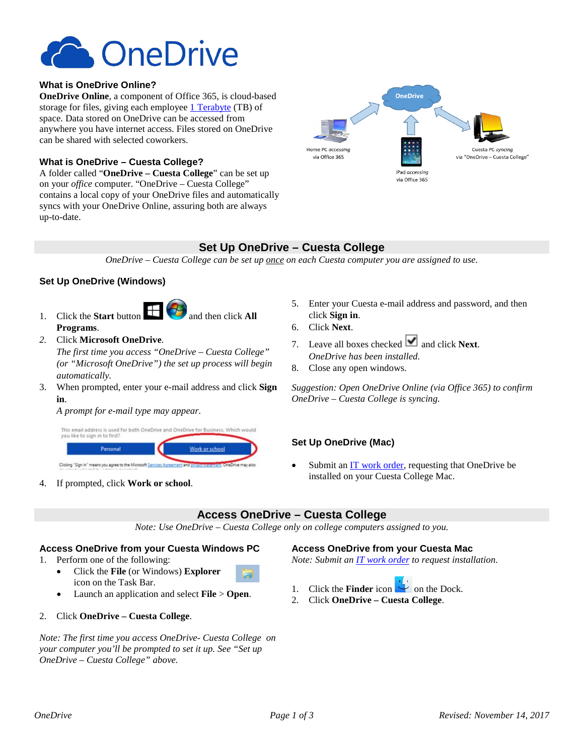# OneDrive

### What is OneDrive Online?

**OneDrive Online**, a component of Office 365, is cloud-based storage for files, giving each employee 1 Terabyte (TB) of space. Data stored on OneDrive can be accessed from anywhere you have internet access. Files stored on OneDrive can be shared with selected coworkers.

### What is OneDrive – Cuesta College?

A folder called "**OneDrive – Cuesta College**" can be set up on your *office* computer. "OneDrive – Cuesta College" contains a local copy of your OneDrive files and automatically syncs with your OneDrive Online, assuring both are always up-to-date.

## Set Up OneDrive – Cuesta College

*OneDrive – Cuesta College can be set up once on each Cuesta computer you are assigned to use.*

### Set Up OneDrive (Windows)

1. Click the **Start** button and then click **All Programs**.
2. Click **Microsoft OneDrive**.
   *The first time you access "OneDrive – Cuesta College" (or "Microsoft OneDrive") the set up process will begin automatically.*
3. When prompted, enter your e-mail address and click **Sign in**.
   *A prompt for e-mail type may appear.*
4. If prompted, click **Work or school**.
5. Enter your Cuesta e-mail address and password, and then click **Sign in**.
6. Click **Next**.
7. Leave all boxes checked and click **Next**.
   *OneDrive has been installed.*
8. Close any open windows.

*Suggestion: Open OneDrive Online (via Office 365) to confirm OneDrive – Cuesta College is syncing.*

### Set Up OneDrive (Mac)

- Submit an IT work order, requesting that OneDrive be installed on your Cuesta College Mac.

## Access OneDrive – Cuesta College

*Note: Use OneDrive – Cuesta College only on college computers assigned to you.*

### Access OneDrive from your Cuesta Windows PC

1. Perform one of the following:
   - Click the **File** (or Windows) **Explorer** icon on the Task Bar.
   - Launch an application and select **File** > **Open**.
2. Click **OneDrive – Cuesta College**.

*Note: The first time you access OneDrive- Cuesta College on your computer you'll be prompted to set it up. See "Set up OneDrive – Cuesta College" above.*

### Access OneDrive from your Cuesta Mac

*Note: Submit an IT work order to request installation.*

1. Click the **Finder** icon on the Dock.
2. Click **OneDrive – Cuesta College**.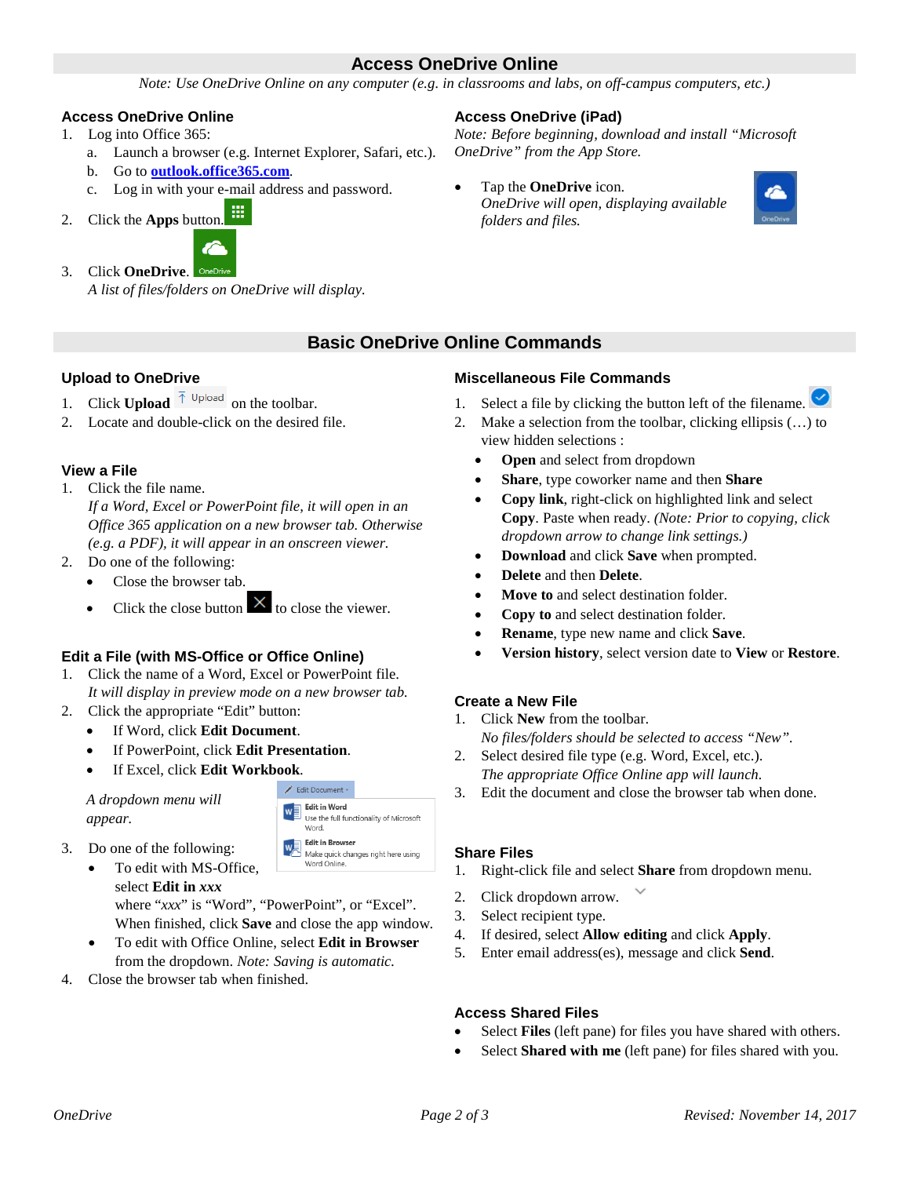# Access OneDrive Online

*Note: Use OneDrive Online on any computer (e.g. in classrooms and labs, on off-campus computers, etc.)*

### Access OneDrive Online

1. Log into Office 365:
   a. Launch a browser (e.g. Internet Explorer, Safari, etc.).
   b. Go to **outlook.office365.com**.
   c. Log in with your e-mail address and password.
2. Click the **Apps** button.
3. Click **OneDrive**.
   *A list of files/folders on OneDrive will display.*

### Access OneDrive (iPad)

*Note: Before beginning, download and install "Microsoft OneDrive" from the App Store.*

- Tap the **OneDrive** icon.
  *OneDrive will open, displaying available folders and files.*

# Basic OneDrive Online Commands

### Upload to OneDrive

1. Click **Upload** on the toolbar.
2. Locate and double-click on the desired file.

### View a File

1. Click the file name.
   *If a Word, Excel or PowerPoint file, it will open in an Office 365 application on a new browser tab. Otherwise (e.g. a PDF), it will appear in an onscreen viewer.*
2. Do one of the following:
   - Close the browser tab.
   - Click the close button to close the viewer.

### Edit a File (with MS-Office or Office Online)

1. Click the name of a Word, Excel or PowerPoint file.
   *It will display in preview mode on a new browser tab.*
2. Click the appropriate "Edit" button:
   - If Word, click **Edit Document**.
   - If PowerPoint, click **Edit Presentation**.
   - If Excel, click **Edit Workbook**.

   *A dropdown menu will appear.*
3. Do one of the following:
   - To edit with MS-Office, select **Edit in *xxx*** where "*xxx*" is "Word", "PowerPoint", or "Excel". When finished, click **Save** and close the app window.
   - To edit with Office Online, select **Edit in Browser** from the dropdown. *Note: Saving is automatic.*
4. Close the browser tab when finished.

### Miscellaneous File Commands

1. Select a file by clicking the button left of the filename.
2. Make a selection from the toolbar, clicking ellipsis (…) to view hidden selections :
   - **Open** and select from dropdown
   - **Share**, type coworker name and then **Share**
   - **Copy link**, right-click on highlighted link and select **Copy**. Paste when ready. *(Note: Prior to copying, click dropdown arrow to change link settings.)*
   - **Download** and click **Save** when prompted.
   - **Delete** and then **Delete**.
   - **Move to** and select destination folder.
   - **Copy to** and select destination folder.
   - **Rename**, type new name and click **Save**.
   - **Version history**, select version date to **View** or **Restore**.

### Create a New File

1. Click **New** from the toolbar.
   *No files/folders should be selected to access "New".*
2. Select desired file type (e.g. Word, Excel, etc.).
   *The appropriate Office Online app will launch.*
3. Edit the document and close the browser tab when done.

### Share Files

1. Right-click file and select **Share** from dropdown menu.
2. Click dropdown arrow.
3. Select recipient type.
4. If desired, select **Allow editing** and click **Apply**.
5. Enter email address(es), message and click **Send**.

### Access Shared Files

- Select **Files** (left pane) for files you have shared with others.
- Select **Shared with me** (left pane) for files shared with you.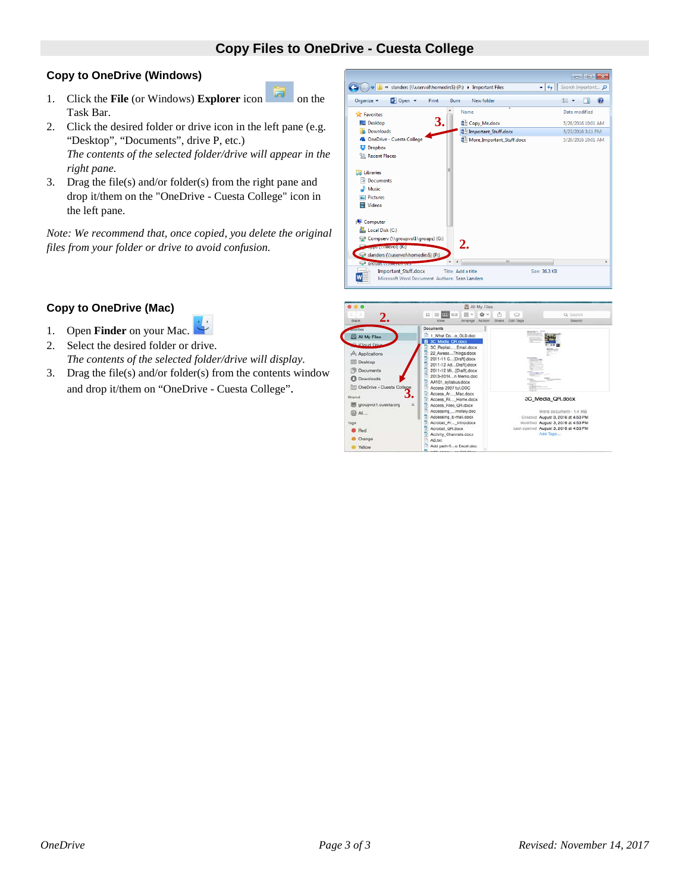# Copy Files to OneDrive - Cuesta College

## Copy to OneDrive (Windows)

1. Click the **File** (or Windows) **Explorer** icon on the Task Bar.
2. Click the desired folder or drive icon in the left pane (e.g. “Desktop”, “Documents”, drive P, etc.)
   *The contents of the selected folder/drive will appear in the right pane.*
3. Drag the file(s) and/or folder(s) from the right pane and drop it/them on the "OneDrive - Cuesta College" icon in the left pane.

*Note: We recommend that, once copied, you delete the original files from your folder or drive to avoid confusion.*

## Copy to OneDrive (Mac)

1. Open **Finder** on your Mac.
2. Select the desired folder or drive.
   *The contents of the selected folder/drive will display.*
3. Drag the file(s) and/or folder(s) from the contents window and drop it/them on “OneDrive - Cuesta College”.